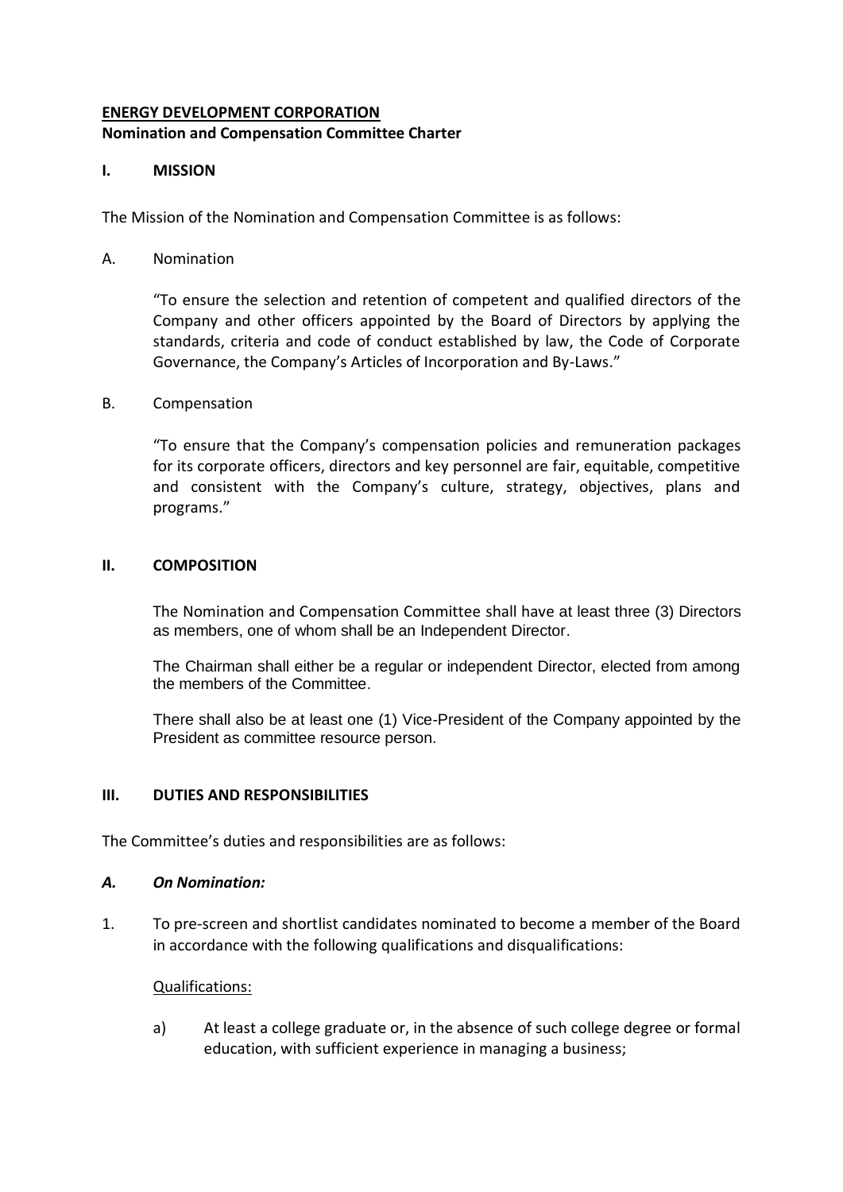**ENERGY DEVELOPMENT CORPORATION**

**Nomination and Compensation Committee Charter**

## I. MISSION

The Mission of the Nomination and Compensation Committee is as follows:

A. Nomination

> "To ensure the selection and retention of competent and qualified directors of the Company and other officers appointed by the Board of Directors by applying the standards, criteria and code of conduct established by law, the Code of Corporate Governance, the Company's Articles of Incorporation and By-Laws."

B. Compensation

> "To ensure that the Company's compensation policies and remuneration packages for its corporate officers, directors and key personnel are fair, equitable, competitive and consistent with the Company's culture, strategy, objectives, plans and programs."

## II. COMPOSITION

The Nomination and Compensation Committee shall have at least three (3) Directors as members, one of whom shall be an Independent Director.

The Chairman shall either be a regular or independent Director, elected from among the members of the Committee.

There shall also be at least one (1) Vice-President of the Company appointed by the President as committee resource person.

## III. DUTIES AND RESPONSIBILITIES

The Committee's duties and responsibilities are as follows:

### *A. On Nomination:*

1. To pre-screen and shortlist candidates nominated to become a member of the Board in accordance with the following qualifications and disqualifications:

   Qualifications:

   a) At least a college graduate or, in the absence of such college degree or formal education, with sufficient experience in managing a business;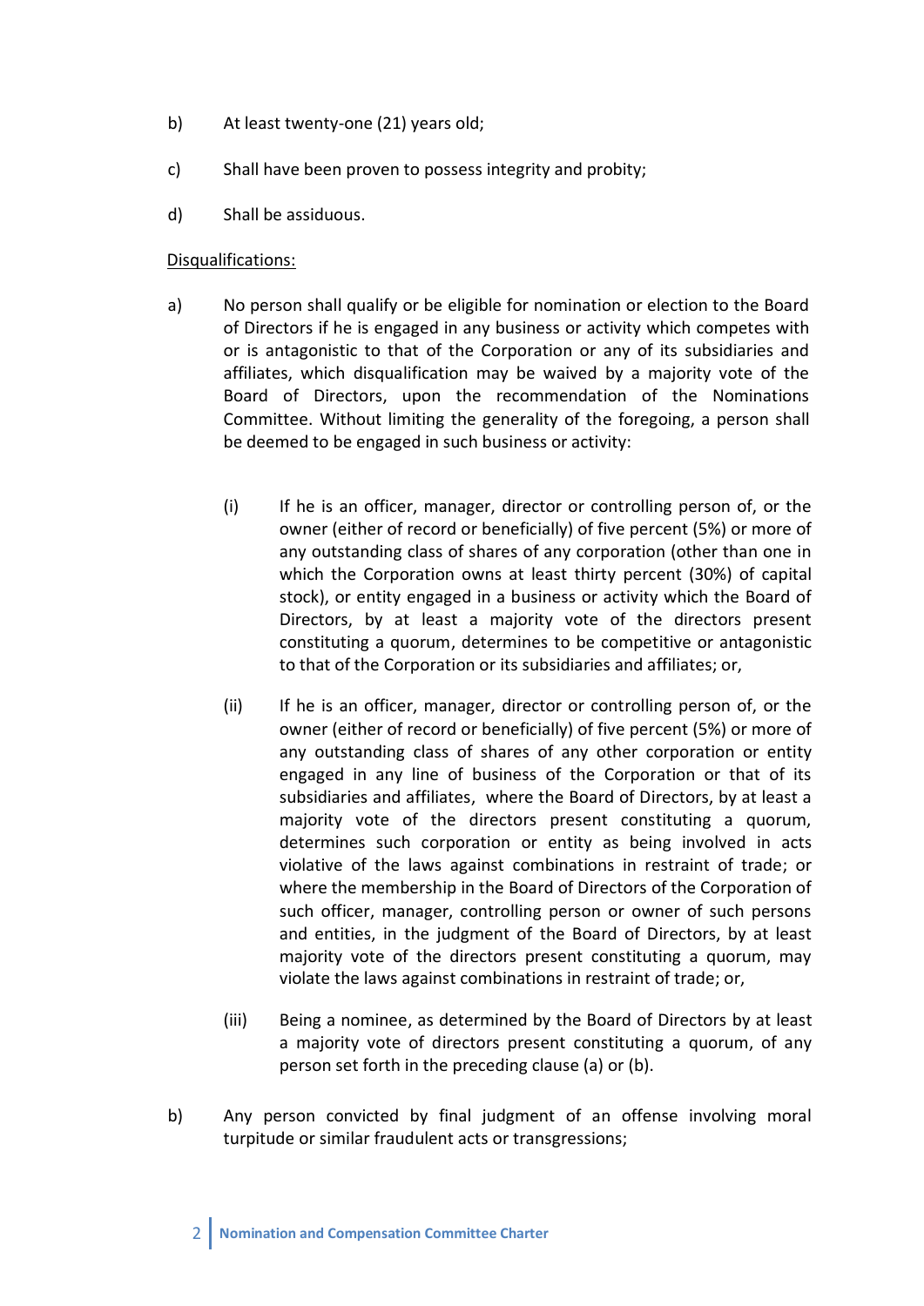b) At least twenty-one (21) years old;

c) Shall have been proven to possess integrity and probity;

d) Shall be assiduous.

<u>Disqualifications:</u>

a) No person shall qualify or be eligible for nomination or election to the Board of Directors if he is engaged in any business or activity which competes with or is antagonistic to that of the Corporation or any of its subsidiaries and affiliates, which disqualification may be waived by a majority vote of the Board of Directors, upon the recommendation of the Nominations Committee. Without limiting the generality of the foregoing, a person shall be deemed to be engaged in such business or activity:

    (i) If he is an officer, manager, director or controlling person of, or the owner (either of record or beneficially) of five percent (5%) or more of any outstanding class of shares of any corporation (other than one in which the Corporation owns at least thirty percent (30%) of capital stock), or entity engaged in a business or activity which the Board of Directors, by at least a majority vote of the directors present constituting a quorum, determines to be competitive or antagonistic to that of the Corporation or its subsidiaries and affiliates; or,

    (ii) If he is an officer, manager, director or controlling person of, or the owner (either of record or beneficially) of five percent (5%) or more of any outstanding class of shares of any other corporation or entity engaged in any line of business of the Corporation or that of its subsidiaries and affiliates, where the Board of Directors, by at least a majority vote of the directors present constituting a quorum, determines such corporation or entity as being involved in acts violative of the laws against combinations in restraint of trade; or where the membership in the Board of Directors of the Corporation of such officer, manager, controlling person or owner of such persons and entities, in the judgment of the Board of Directors, by at least majority vote of the directors present constituting a quorum, may violate the laws against combinations in restraint of trade; or,

    (iii) Being a nominee, as determined by the Board of Directors by at least a majority vote of directors present constituting a quorum, of any person set forth in the preceding clause (a) or (b).

b) Any person convicted by final judgment of an offense involving moral turpitude or similar fraudulent acts or transgressions;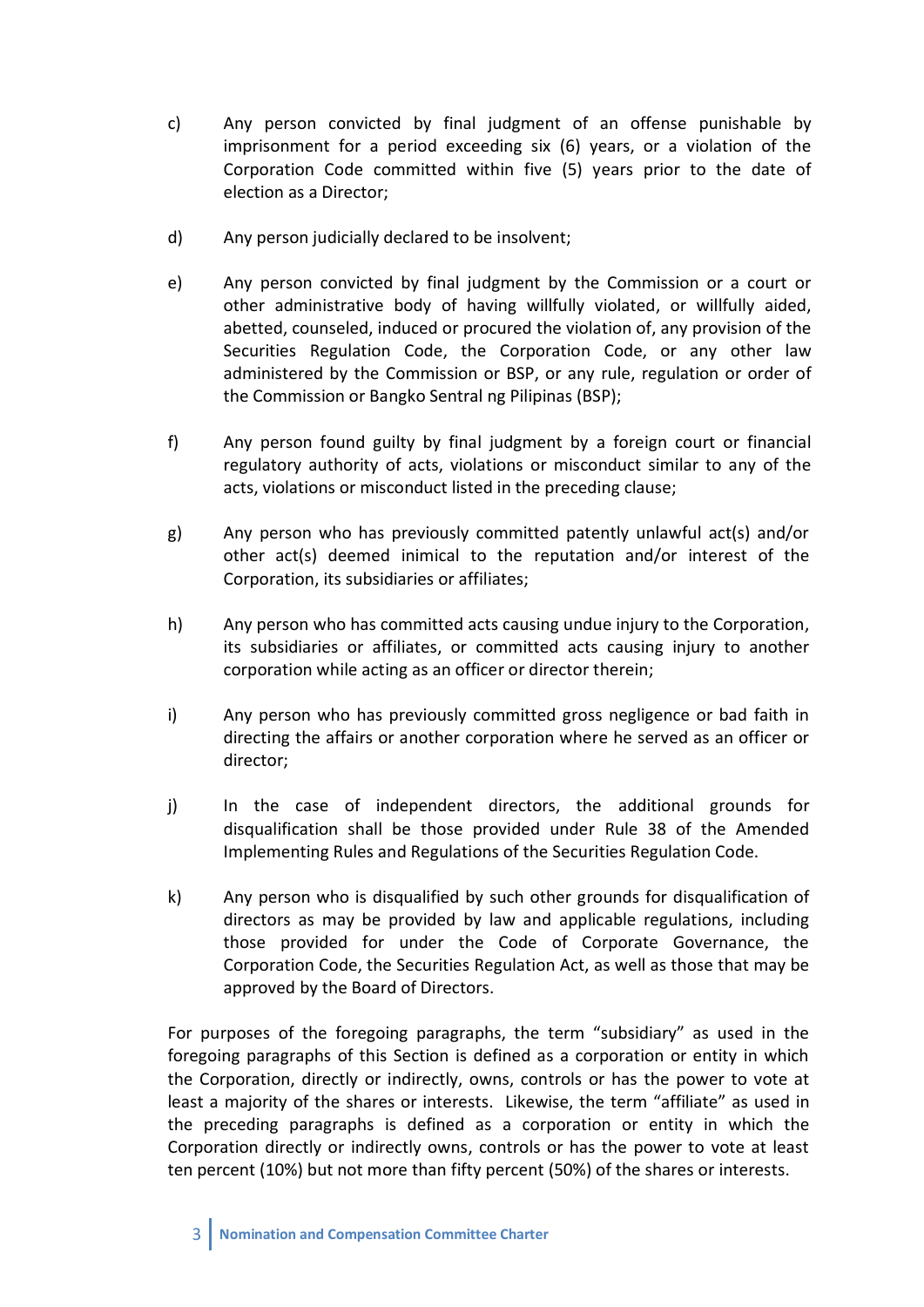c) Any person convicted by final judgment of an offense punishable by imprisonment for a period exceeding six (6) years, or a violation of the Corporation Code committed within five (5) years prior to the date of election as a Director;

d) Any person judicially declared to be insolvent;

e) Any person convicted by final judgment by the Commission or a court or other administrative body of having willfully violated, or willfully aided, abetted, counseled, induced or procured the violation of, any provision of the Securities Regulation Code, the Corporation Code, or any other law administered by the Commission or BSP, or any rule, regulation or order of the Commission or Bangko Sentral ng Pilipinas (BSP);

f) Any person found guilty by final judgment by a foreign court or financial regulatory authority of acts, violations or misconduct similar to any of the acts, violations or misconduct listed in the preceding clause;

g) Any person who has previously committed patently unlawful act(s) and/or other act(s) deemed inimical to the reputation and/or interest of the Corporation, its subsidiaries or affiliates;

h) Any person who has committed acts causing undue injury to the Corporation, its subsidiaries or affiliates, or committed acts causing injury to another corporation while acting as an officer or director therein;

i) Any person who has previously committed gross negligence or bad faith in directing the affairs or another corporation where he served as an officer or director;

j) In the case of independent directors, the additional grounds for disqualification shall be those provided under Rule 38 of the Amended Implementing Rules and Regulations of the Securities Regulation Code.

k) Any person who is disqualified by such other grounds for disqualification of directors as may be provided by law and applicable regulations, including those provided for under the Code of Corporate Governance, the Corporation Code, the Securities Regulation Act, as well as those that may be approved by the Board of Directors.

For purposes of the foregoing paragraphs, the term "subsidiary" as used in the foregoing paragraphs of this Section is defined as a corporation or entity in which the Corporation, directly or indirectly, owns, controls or has the power to vote at least a majority of the shares or interests. Likewise, the term "affiliate" as used in the preceding paragraphs is defined as a corporation or entity in which the Corporation directly or indirectly owns, controls or has the power to vote at least ten percent (10%) but not more than fifty percent (50%) of the shares or interests.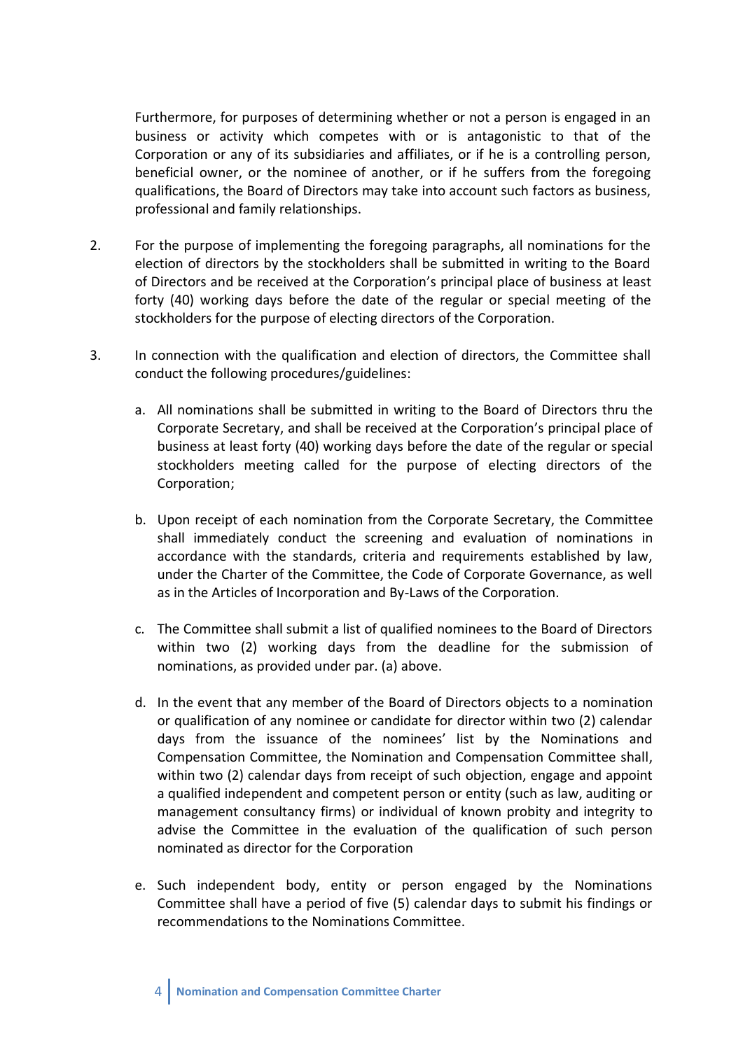Furthermore, for purposes of determining whether or not a person is engaged in an business or activity which competes with or is antagonistic to that of the Corporation or any of its subsidiaries and affiliates, or if he is a controlling person, beneficial owner, or the nominee of another, or if he suffers from the foregoing qualifications, the Board of Directors may take into account such factors as business, professional and family relationships.

2. For the purpose of implementing the foregoing paragraphs, all nominations for the election of directors by the stockholders shall be submitted in writing to the Board of Directors and be received at the Corporation's principal place of business at least forty (40) working days before the date of the regular or special meeting of the stockholders for the purpose of electing directors of the Corporation.

3. In connection with the qualification and election of directors, the Committee shall conduct the following procedures/guidelines:

   a. All nominations shall be submitted in writing to the Board of Directors thru the Corporate Secretary, and shall be received at the Corporation's principal place of business at least forty (40) working days before the date of the regular or special stockholders meeting called for the purpose of electing directors of the Corporation;

   b. Upon receipt of each nomination from the Corporate Secretary, the Committee shall immediately conduct the screening and evaluation of nominations in accordance with the standards, criteria and requirements established by law, under the Charter of the Committee, the Code of Corporate Governance, as well as in the Articles of Incorporation and By-Laws of the Corporation.

   c. The Committee shall submit a list of qualified nominees to the Board of Directors within two (2) working days from the deadline for the submission of nominations, as provided under par. (a) above.

   d. In the event that any member of the Board of Directors objects to a nomination or qualification of any nominee or candidate for director within two (2) calendar days from the issuance of the nominees' list by the Nominations and Compensation Committee, the Nomination and Compensation Committee shall, within two (2) calendar days from receipt of such objection, engage and appoint a qualified independent and competent person or entity (such as law, auditing or management consultancy firms) or individual of known probity and integrity to advise the Committee in the evaluation of the qualification of such person nominated as director for the Corporation

   e. Such independent body, entity or person engaged by the Nominations Committee shall have a period of five (5) calendar days to submit his findings or recommendations to the Nominations Committee.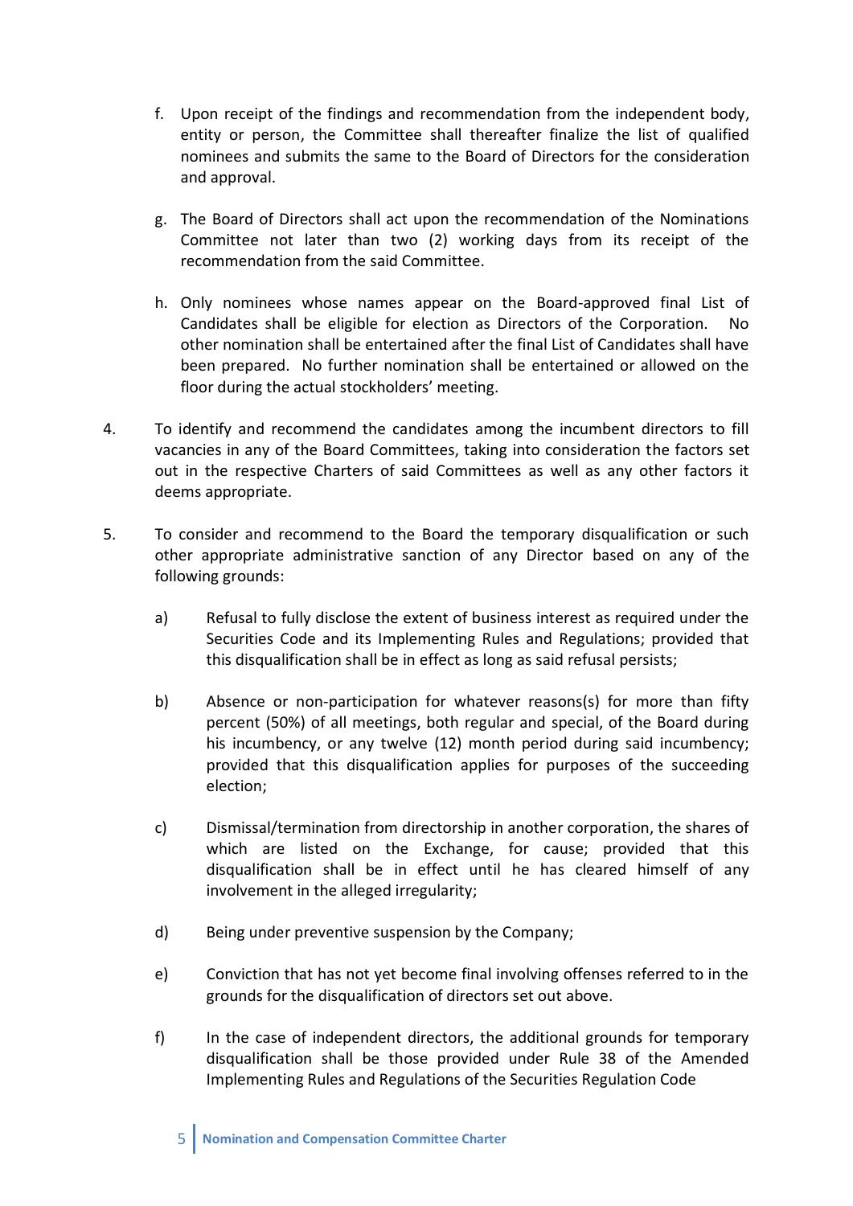f. Upon receipt of the findings and recommendation from the independent body, entity or person, the Committee shall thereafter finalize the list of qualified nominees and submits the same to the Board of Directors for the consideration and approval.

g. The Board of Directors shall act upon the recommendation of the Nominations Committee not later than two (2) working days from its receipt of the recommendation from the said Committee.

h. Only nominees whose names appear on the Board-approved final List of Candidates shall be eligible for election as Directors of the Corporation. No other nomination shall be entertained after the final List of Candidates shall have been prepared. No further nomination shall be entertained or allowed on the floor during the actual stockholders' meeting.

4. To identify and recommend the candidates among the incumbent directors to fill vacancies in any of the Board Committees, taking into consideration the factors set out in the respective Charters of said Committees as well as any other factors it deems appropriate.

5. To consider and recommend to the Board the temporary disqualification or such other appropriate administrative sanction of any Director based on any of the following grounds:

   a) Refusal to fully disclose the extent of business interest as required under the Securities Code and its Implementing Rules and Regulations; provided that this disqualification shall be in effect as long as said refusal persists;

   b) Absence or non-participation for whatever reasons(s) for more than fifty percent (50%) of all meetings, both regular and special, of the Board during his incumbency, or any twelve (12) month period during said incumbency; provided that this disqualification applies for purposes of the succeeding election;

   c) Dismissal/termination from directorship in another corporation, the shares of which are listed on the Exchange, for cause; provided that this disqualification shall be in effect until he has cleared himself of any involvement in the alleged irregularity;

   d) Being under preventive suspension by the Company;

   e) Conviction that has not yet become final involving offenses referred to in the grounds for the disqualification of directors set out above.

   f) In the case of independent directors, the additional grounds for temporary disqualification shall be those provided under Rule 38 of the Amended Implementing Rules and Regulations of the Securities Regulation Code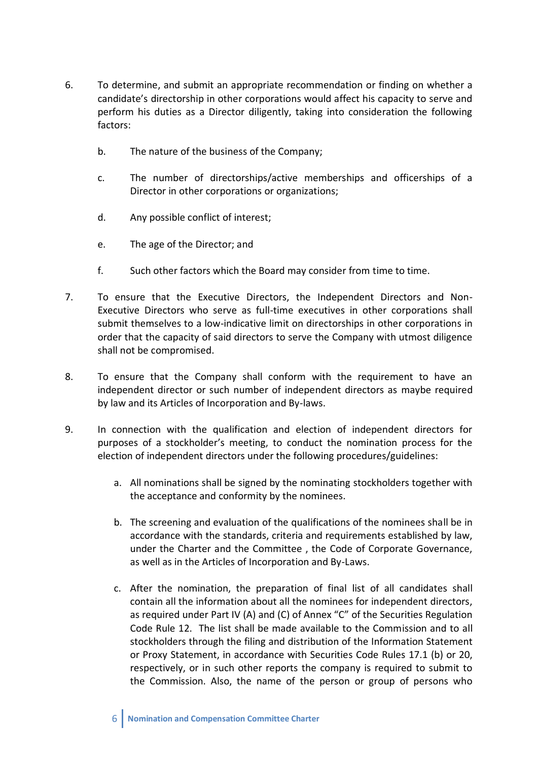6. To determine, and submit an appropriate recommendation or finding on whether a candidate's directorship in other corporations would affect his capacity to serve and perform his duties as a Director diligently, taking into consideration the following factors:

   b. The nature of the business of the Company;

   c. The number of directorships/active memberships and officerships of a Director in other corporations or organizations;

   d. Any possible conflict of interest;

   e. The age of the Director; and

   f. Such other factors which the Board may consider from time to time.

7. To ensure that the Executive Directors, the Independent Directors and Non-Executive Directors who serve as full-time executives in other corporations shall submit themselves to a low-indicative limit on directorships in other corporations in order that the capacity of said directors to serve the Company with utmost diligence shall not be compromised.

8. To ensure that the Company shall conform with the requirement to have an independent director or such number of independent directors as maybe required by law and its Articles of Incorporation and By-laws.

9. In connection with the qualification and election of independent directors for purposes of a stockholder's meeting, to conduct the nomination process for the election of independent directors under the following procedures/guidelines:

   a. All nominations shall be signed by the nominating stockholders together with the acceptance and conformity by the nominees.

   b. The screening and evaluation of the qualifications of the nominees shall be in accordance with the standards, criteria and requirements established by law, under the Charter and the Committee , the Code of Corporate Governance, as well as in the Articles of Incorporation and By-Laws.

   c. After the nomination, the preparation of final list of all candidates shall contain all the information about all the nominees for independent directors, as required under Part IV (A) and (C) of Annex "C" of the Securities Regulation Code Rule 12. The list shall be made available to the Commission and to all stockholders through the filing and distribution of the Information Statement or Proxy Statement, in accordance with Securities Code Rules 17.1 (b) or 20, respectively, or in such other reports the company is required to submit to the Commission. Also, the name of the person or group of persons who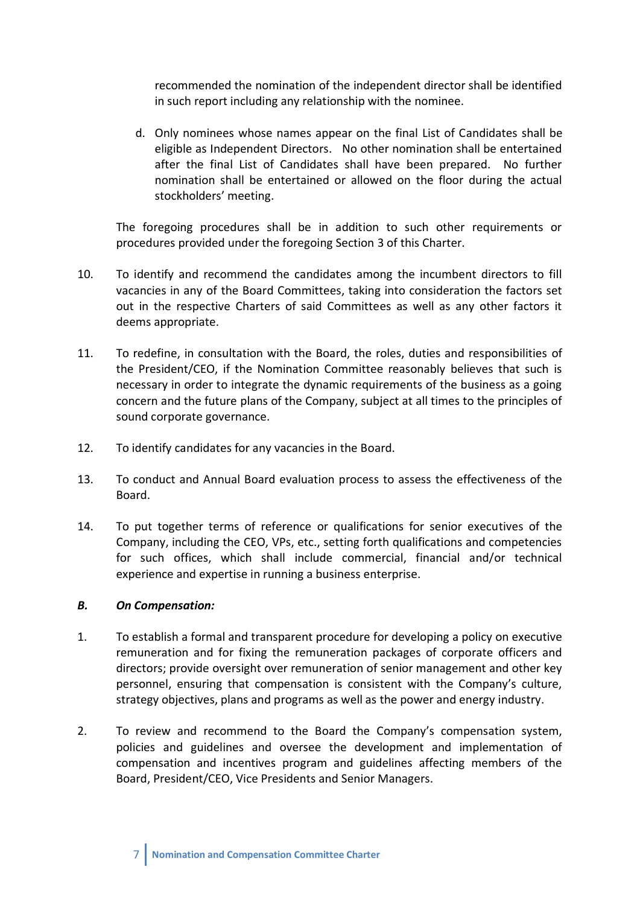recommended the nomination of the independent director shall be identified in such report including any relationship with the nominee.

d. Only nominees whose names appear on the final List of Candidates shall be eligible as Independent Directors. No other nomination shall be entertained after the final List of Candidates shall have been prepared. No further nomination shall be entertained or allowed on the floor during the actual stockholders' meeting.

The foregoing procedures shall be in addition to such other requirements or procedures provided under the foregoing Section 3 of this Charter.

10. To identify and recommend the candidates among the incumbent directors to fill vacancies in any of the Board Committees, taking into consideration the factors set out in the respective Charters of said Committees as well as any other factors it deems appropriate.

11. To redefine, in consultation with the Board, the roles, duties and responsibilities of the President/CEO, if the Nomination Committee reasonably believes that such is necessary in order to integrate the dynamic requirements of the business as a going concern and the future plans of the Company, subject at all times to the principles of sound corporate governance.

12. To identify candidates for any vacancies in the Board.

13. To conduct and Annual Board evaluation process to assess the effectiveness of the Board.

14. To put together terms of reference or qualifications for senior executives of the Company, including the CEO, VPs, etc., setting forth qualifications and competencies for such offices, which shall include commercial, financial and/or technical experience and expertise in running a business enterprise.

***B. On Compensation:***

1. To establish a formal and transparent procedure for developing a policy on executive remuneration and for fixing the remuneration packages of corporate officers and directors; provide oversight over remuneration of senior management and other key personnel, ensuring that compensation is consistent with the Company's culture, strategy objectives, plans and programs as well as the power and energy industry.

2. To review and recommend to the Board the Company's compensation system, policies and guidelines and oversee the development and implementation of compensation and incentives program and guidelines affecting members of the Board, President/CEO, Vice Presidents and Senior Managers.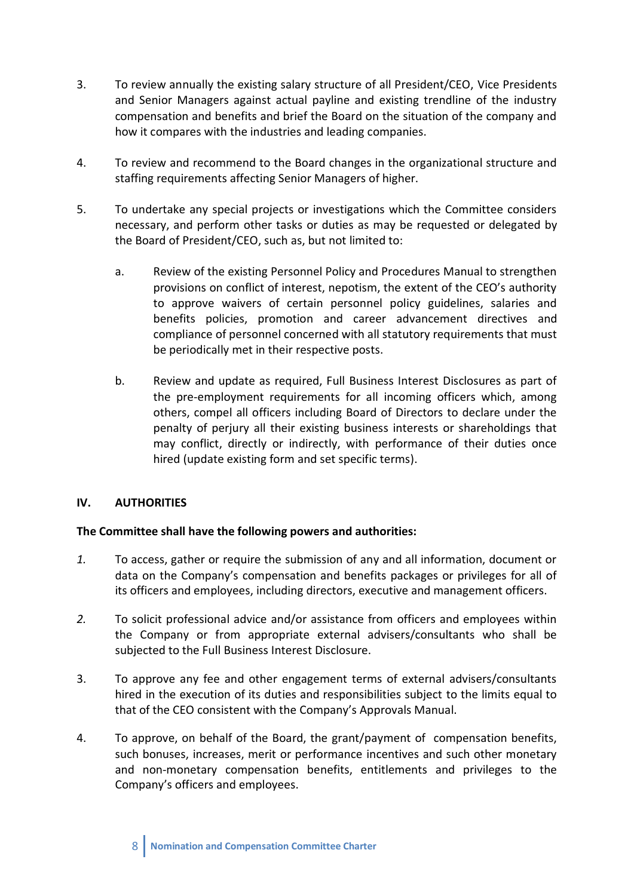3. To review annually the existing salary structure of all President/CEO, Vice Presidents and Senior Managers against actual payline and existing trendline of the industry compensation and benefits and brief the Board on the situation of the company and how it compares with the industries and leading companies.

4. To review and recommend to the Board changes in the organizational structure and staffing requirements affecting Senior Managers of higher.

5. To undertake any special projects or investigations which the Committee considers necessary, and perform other tasks or duties as may be requested or delegated by the Board of President/CEO, such as, but not limited to:

   a. Review of the existing Personnel Policy and Procedures Manual to strengthen provisions on conflict of interest, nepotism, the extent of the CEO's authority to approve waivers of certain personnel policy guidelines, salaries and benefits policies, promotion and career advancement directives and compliance of personnel concerned with all statutory requirements that must be periodically met in their respective posts.

   b. Review and update as required, Full Business Interest Disclosures as part of the pre-employment requirements for all incoming officers which, among others, compel all officers including Board of Directors to declare under the penalty of perjury all their existing business interests or shareholdings that may conflict, directly or indirectly, with performance of their duties once hired (update existing form and set specific terms).

## IV. AUTHORITIES

**The Committee shall have the following powers and authorities:**

*1.* To access, gather or require the submission of any and all information, document or data on the Company's compensation and benefits packages or privileges for all of its officers and employees, including directors, executive and management officers.

*2.* To solicit professional advice and/or assistance from officers and employees within the Company or from appropriate external advisers/consultants who shall be subjected to the Full Business Interest Disclosure.

3. To approve any fee and other engagement terms of external advisers/consultants hired in the execution of its duties and responsibilities subject to the limits equal to that of the CEO consistent with the Company's Approvals Manual.

4. To approve, on behalf of the Board, the grant/payment of compensation benefits, such bonuses, increases, merit or performance incentives and such other monetary and non-monetary compensation benefits, entitlements and privileges to the Company's officers and employees.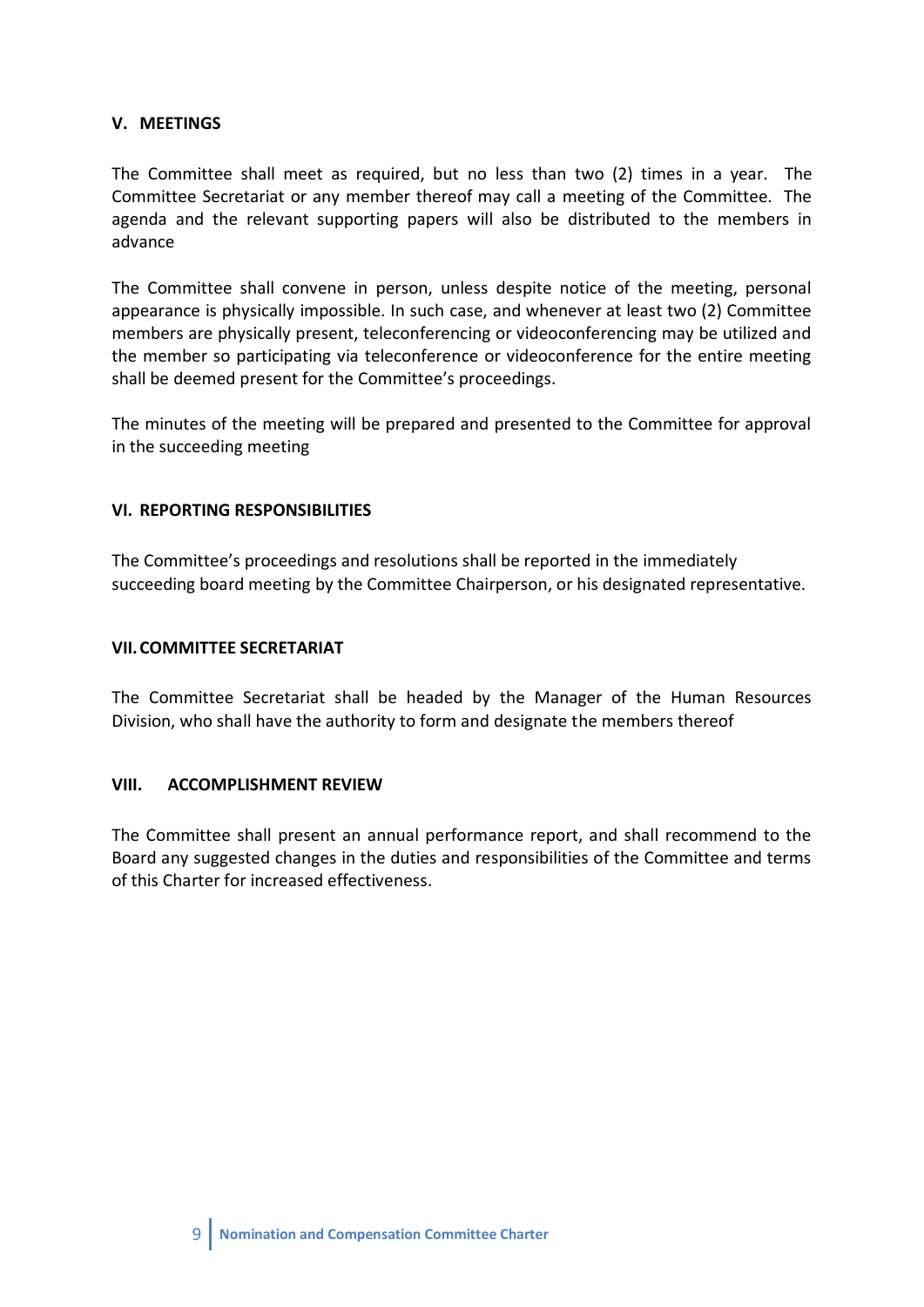## V. MEETINGS

The Committee shall meet as required, but no less than two (2) times in a year. The Committee Secretariat or any member thereof may call a meeting of the Committee. The agenda and the relevant supporting papers will also be distributed to the members in advance

The Committee shall convene in person, unless despite notice of the meeting, personal appearance is physically impossible. In such case, and whenever at least two (2) Committee members are physically present, teleconferencing or videoconferencing may be utilized and the member so participating via teleconference or videoconference for the entire meeting shall be deemed present for the Committee's proceedings.

The minutes of the meeting will be prepared and presented to the Committee for approval in the succeeding meeting

## VI. REPORTING RESPONSIBILITIES

The Committee's proceedings and resolutions shall be reported in the immediately succeeding board meeting by the Committee Chairperson, or his designated representative.

## VII. COMMITTEE SECRETARIAT

The Committee Secretariat shall be headed by the Manager of the Human Resources Division, who shall have the authority to form and designate the members thereof

## VIII. ACCOMPLISHMENT REVIEW

The Committee shall present an annual performance report, and shall recommend to the Board any suggested changes in the duties and responsibilities of the Committee and terms of this Charter for increased effectiveness.